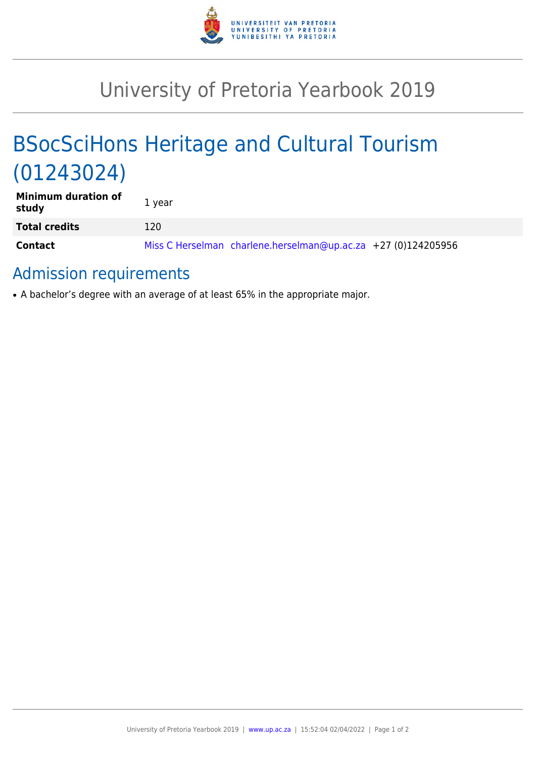# University of Pretoria Yearbook 2019

## BSocSciHons Heritage and Cultural Tourism (01243024)

| | |
|---|---|
| **Minimum duration of study** | 1 year |
| **Total credits** | 120 |
| **Contact** | Miss C Herselman charlene.herselman@up.ac.za +27 (0)124205956 |

### Admission requirements

- A bachelor’s degree with an average of at least 65% in the appropriate major.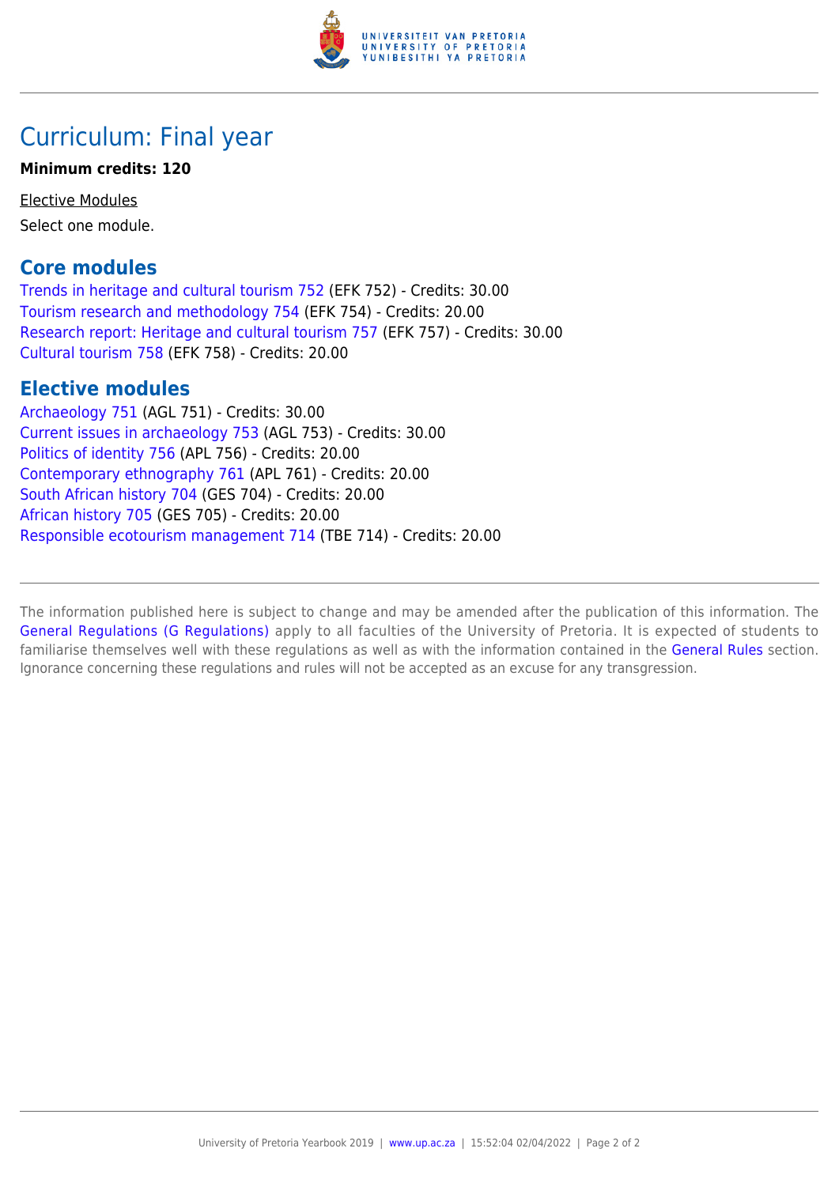# Curriculum: Final year

**Minimum credits: 120**

Elective Modules

Select one module.

## Core modules

Trends in heritage and cultural tourism 752 (EFK 752) - Credits: 30.00
Tourism research and methodology 754 (EFK 754) - Credits: 20.00
Research report: Heritage and cultural tourism 757 (EFK 757) - Credits: 30.00
Cultural tourism 758 (EFK 758) - Credits: 20.00

## Elective modules

Archaeology 751 (AGL 751) - Credits: 30.00
Current issues in archaeology 753 (AGL 753) - Credits: 30.00
Politics of identity 756 (APL 756) - Credits: 20.00
Contemporary ethnography 761 (APL 761) - Credits: 20.00
South African history 704 (GES 704) - Credits: 20.00
African history 705 (GES 705) - Credits: 20.00
Responsible ecotourism management 714 (TBE 714) - Credits: 20.00

The information published here is subject to change and may be amended after the publication of this information. The General Regulations (G Regulations) apply to all faculties of the University of Pretoria. It is expected of students to familiarise themselves well with these regulations as well as with the information contained in the General Rules section. Ignorance concerning these regulations and rules will not be accepted as an excuse for any transgression.